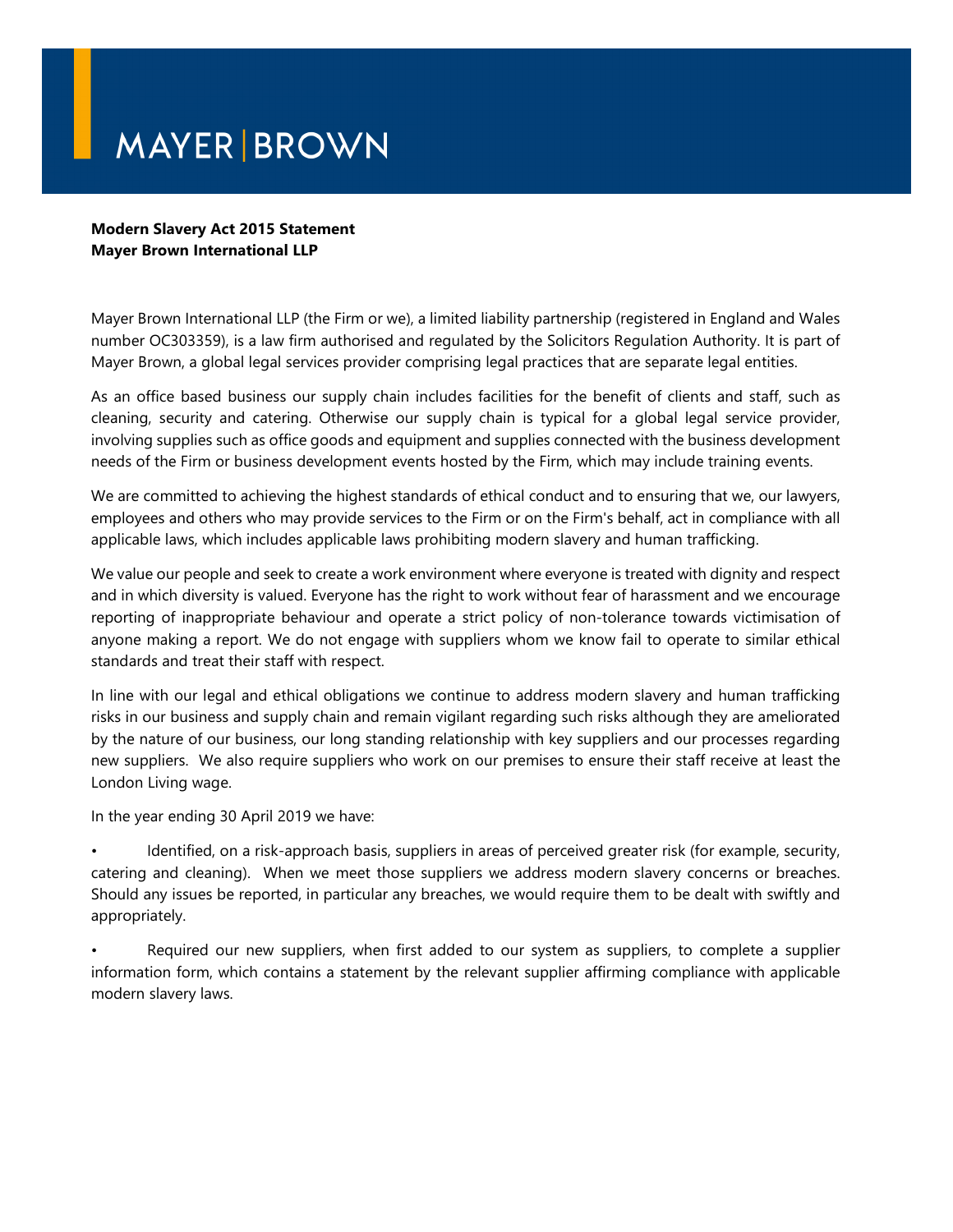# MAYER | BROWN

**Modern Slavery Act 2015 Statement**
**Mayer Brown International LLP**

Mayer Brown International LLP (the Firm or we), a limited liability partnership (registered in England and Wales number OC303359), is a law firm authorised and regulated by the Solicitors Regulation Authority. It is part of Mayer Brown, a global legal services provider comprising legal practices that are separate legal entities.

As an office based business our supply chain includes facilities for the benefit of clients and staff, such as cleaning, security and catering. Otherwise our supply chain is typical for a global legal service provider, involving supplies such as office goods and equipment and supplies connected with the business development needs of the Firm or business development events hosted by the Firm, which may include training events.

We are committed to achieving the highest standards of ethical conduct and to ensuring that we, our lawyers, employees and others who may provide services to the Firm or on the Firm's behalf, act in compliance with all applicable laws, which includes applicable laws prohibiting modern slavery and human trafficking.

We value our people and seek to create a work environment where everyone is treated with dignity and respect and in which diversity is valued. Everyone has the right to work without fear of harassment and we encourage reporting of inappropriate behaviour and operate a strict policy of non-tolerance towards victimisation of anyone making a report. We do not engage with suppliers whom we know fail to operate to similar ethical standards and treat their staff with respect.

In line with our legal and ethical obligations we continue to address modern slavery and human trafficking risks in our business and supply chain and remain vigilant regarding such risks although they are ameliorated by the nature of our business, our long standing relationship with key suppliers and our processes regarding new suppliers. We also require suppliers who work on our premises to ensure their staff receive at least the London Living wage.

In the year ending 30 April 2019 we have:

- Identified, on a risk-approach basis, suppliers in areas of perceived greater risk (for example, security, catering and cleaning). When we meet those suppliers we address modern slavery concerns or breaches. Should any issues be reported, in particular any breaches, we would require them to be dealt with swiftly and appropriately.

- Required our new suppliers, when first added to our system as suppliers, to complete a supplier information form, which contains a statement by the relevant supplier affirming compliance with applicable modern slavery laws.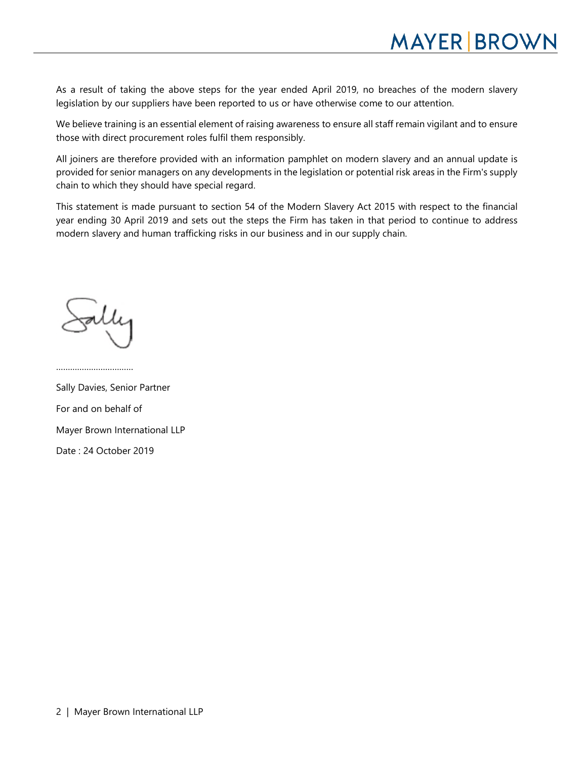As a result of taking the above steps for the year ended April 2019, no breaches of the modern slavery legislation by our suppliers have been reported to us or have otherwise come to our attention.

We believe training is an essential element of raising awareness to ensure all staff remain vigilant and to ensure those with direct procurement roles fulfil them responsibly.

All joiners are therefore provided with an information pamphlet on modern slavery and an annual update is provided for senior managers on any developments in the legislation or potential risk areas in the Firm's supply chain to which they should have special regard.

This statement is made pursuant to section 54 of the Modern Slavery Act 2015 with respect to the financial year ending 30 April 2019 and sets out the steps the Firm has taken in that period to continue to address modern slavery and human trafficking risks in our business and in our supply chain.

Sally

................................

Sally Davies, Senior Partner

For and on behalf of

Mayer Brown International LLP

Date : 24 October 2019